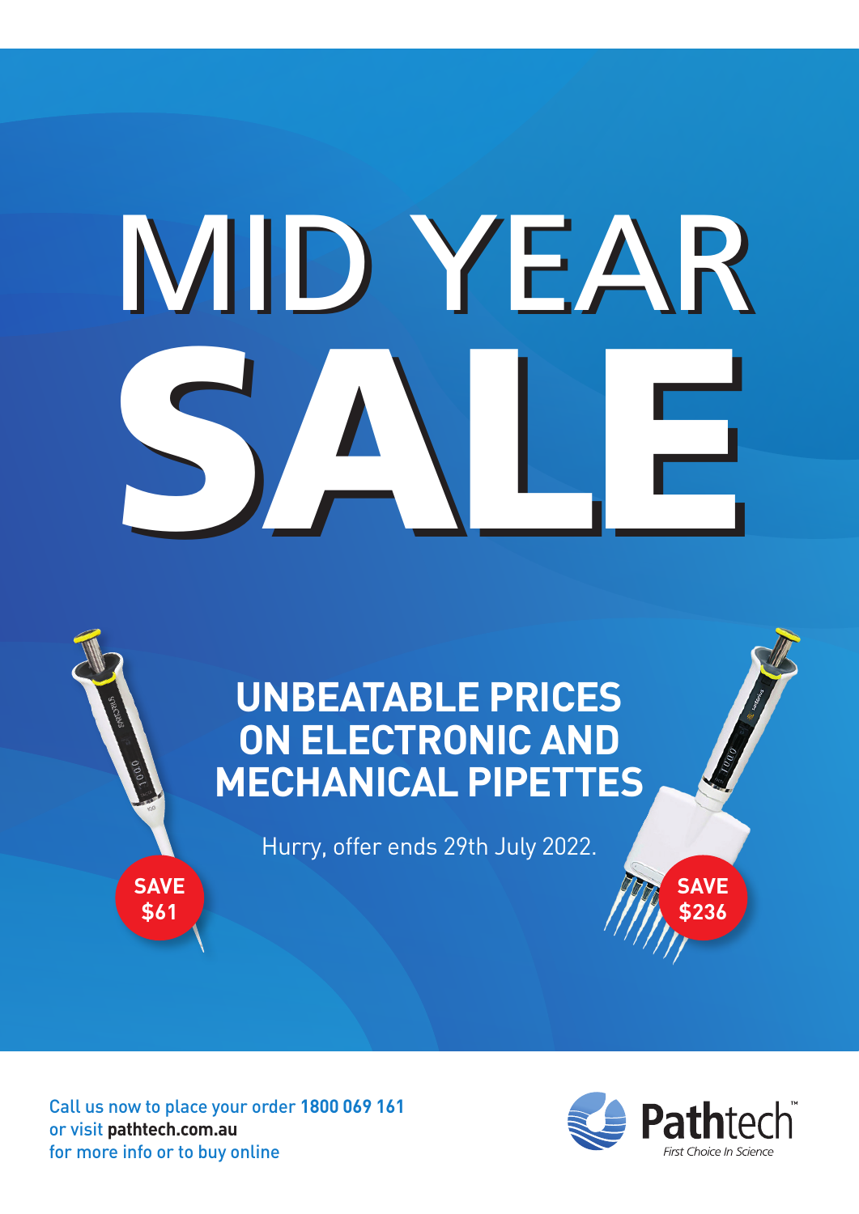# MID YEAR SALE

## UNBEATABLE PRICES ON ELECTRONIC AND MECHANICAL PIPETTES

Hurry, offer ends 29th July 2022.

**SAVE $61**

**SAVE $236**

Call us now to place your order **1800 069 161**
or visit **pathtech.com.au**
for more info or to buy online

Pathtech™
*First Choice In Science*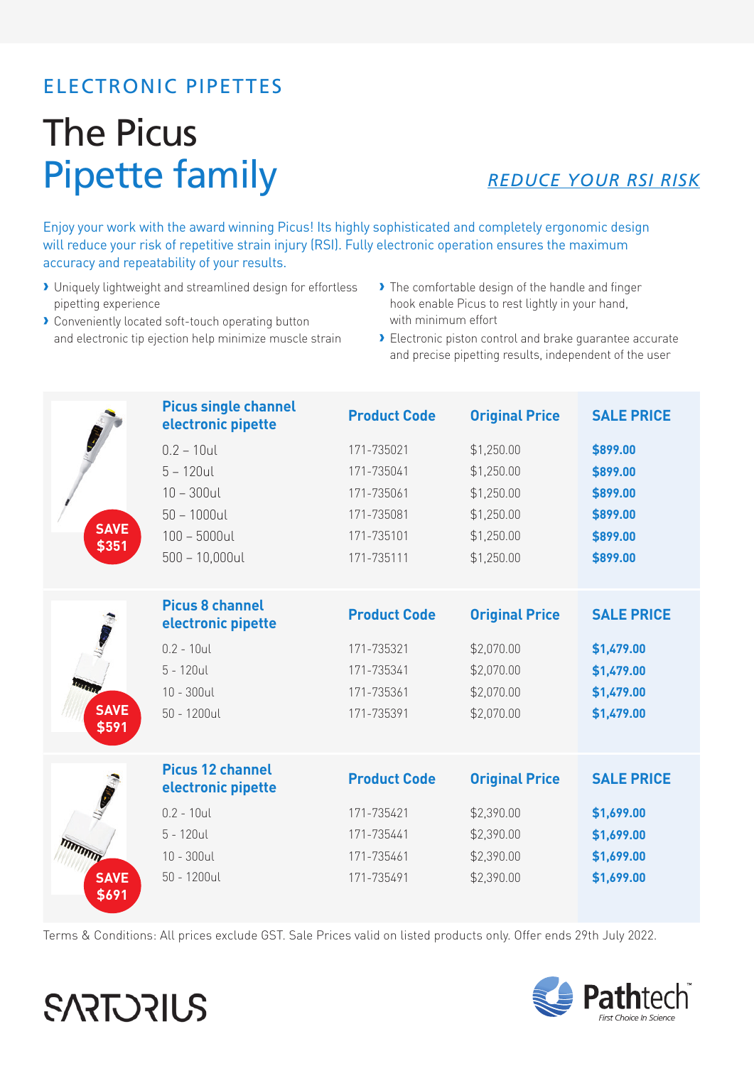## ELECTRONIC PIPETTES

# The Picus Pipette family

*REDUCE YOUR RSI RISK*

Enjoy your work with the award winning Picus! Its highly sophisticated and completely ergonomic design will reduce your risk of repetitive strain injury (RSI). Fully electronic operation ensures the maximum accuracy and repeatability of your results.

- Uniquely lightweight and streamlined design for effortless pipetting experience
- Conveniently located soft-touch operating button and electronic tip ejection help minimize muscle strain
- The comfortable design of the handle and finger hook enable Picus to rest lightly in your hand, with minimum effort
- Electronic piston control and brake guarantee accurate and precise pipetting results, independent of the user

**SAVE $351**

| Picus single channel electronic pipette | Product Code | Original Price | SALE PRICE |
|---|---|---|---|
| 0.2 – 10ul | 171-735021 | $1,250.00 | **$899.00** |
| 5 – 120ul | 171-735041 | $1,250.00 | **$899.00** |
| 10 – 300ul | 171-735061 | $1,250.00 | **$899.00** |
| 50 – 1000ul | 171-735081 | $1,250.00 | **$899.00** |
| 100 – 5000ul | 171-735101 | $1,250.00 | **$899.00** |
| 500 – 10,000ul | 171-735111 | $1,250.00 | **$899.00** |

**SAVE $591**

| Picus 8 channel electronic pipette | Product Code | Original Price | SALE PRICE |
|---|---|---|---|
| 0.2 - 10ul | 171-735321 | $2,070.00 | **$1,479.00** |
| 5 - 120ul | 171-735341 | $2,070.00 | **$1,479.00** |
| 10 - 300ul | 171-735361 | $2,070.00 | **$1,479.00** |
| 50 - 1200ul | 171-735391 | $2,070.00 | **$1,479.00** |

**SAVE $691**

| Picus 12 channel electronic pipette | Product Code | Original Price | SALE PRICE |
|---|---|---|---|
| 0.2 - 10ul | 171-735421 | $2,390.00 | **$1,699.00** |
| 5 - 120ul | 171-735441 | $2,390.00 | **$1,699.00** |
| 10 - 300ul | 171-735461 | $2,390.00 | **$1,699.00** |
| 50 - 1200ul | 171-735491 | $2,390.00 | **$1,699.00** |

Terms & Conditions: All prices exclude GST. Sale Prices valid on listed products only. Offer ends 29th July 2022.

SARTORIUS

Pathtech™ First Choice In Science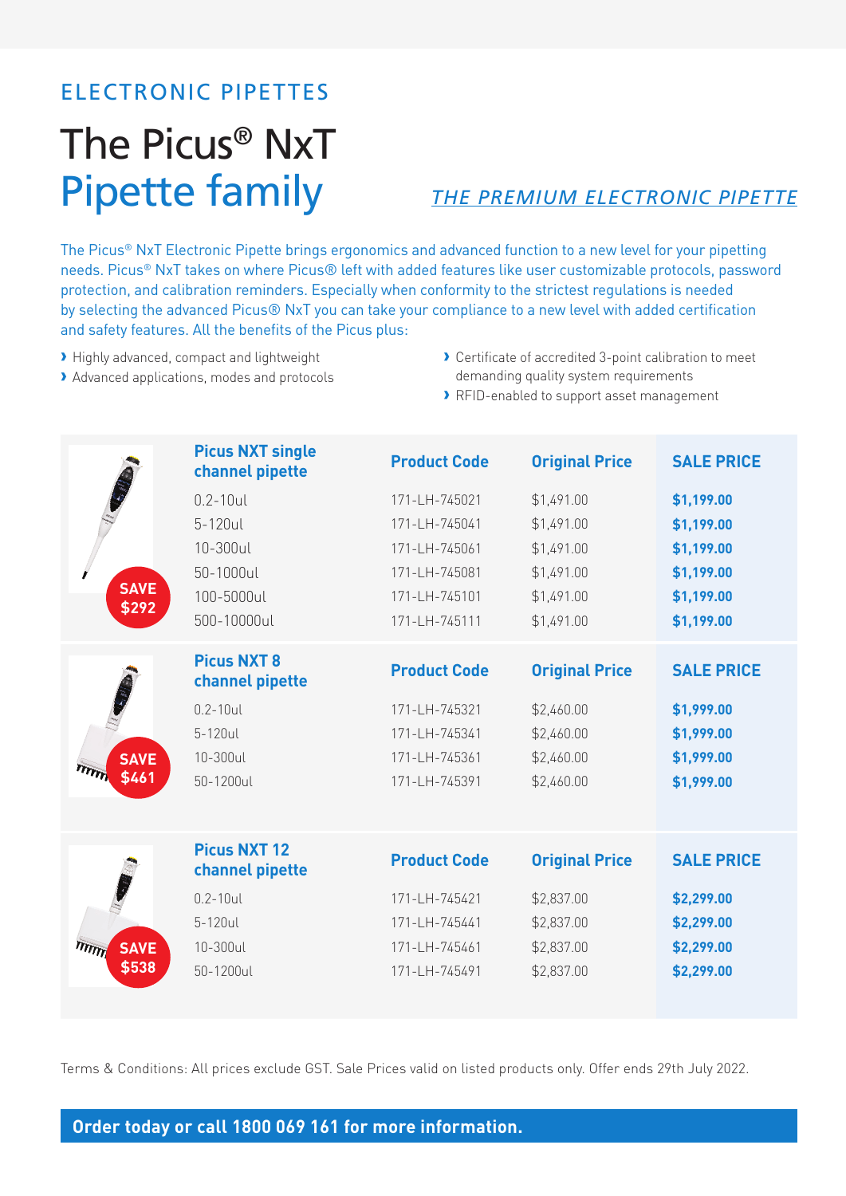## ELECTRONIC PIPETTES

# The Picus® NxT Pipette family

*THE PREMIUM ELECTRONIC PIPETTE*

The Picus® NxT Electronic Pipette brings ergonomics and advanced function to a new level for your pipetting needs. Picus® NxT takes on where Picus® left with added features like user customizable protocols, password protection, and calibration reminders. Especially when conformity to the strictest regulations is needed by selecting the advanced Picus® NxT you can take your compliance to a new level with added certification and safety features. All the benefits of the Picus plus:

- Highly advanced, compact and lightweight
- Advanced applications, modes and protocols
- Certificate of accredited 3-point calibration to meet demanding quality system requirements
- RFID-enabled to support asset management

**SAVE $292**

| Picus NXT single channel pipette | Product Code | Original Price | SALE PRICE |
|---|---|---|---|
| 0.2-10ul | 171-LH-745021 | $1,491.00 | **$1,199.00** |
| 5-120ul | 171-LH-745041 | $1,491.00 | **$1,199.00** |
| 10-300ul | 171-LH-745061 | $1,491.00 | **$1,199.00** |
| 50-1000ul | 171-LH-745081 | $1,491.00 | **$1,199.00** |
| 100-5000ul | 171-LH-745101 | $1,491.00 | **$1,199.00** |
| 500-10000ul | 171-LH-745111 | $1,491.00 | **$1,199.00** |

**SAVE $461**

| Picus NXT 8 channel pipette | Product Code | Original Price | SALE PRICE |
|---|---|---|---|
| 0.2-10ul | 171-LH-745321 | $2,460.00 | **$1,999.00** |
| 5-120ul | 171-LH-745341 | $2,460.00 | **$1,999.00** |
| 10-300ul | 171-LH-745361 | $2,460.00 | **$1,999.00** |
| 50-1200ul | 171-LH-745391 | $2,460.00 | **$1,999.00** |

**SAVE $538**

| Picus NXT 12 channel pipette | Product Code | Original Price | SALE PRICE |
|---|---|---|---|
| 0.2-10ul | 171-LH-745421 | $2,837.00 | **$2,299.00** |
| 5-120ul | 171-LH-745441 | $2,837.00 | **$2,299.00** |
| 10-300ul | 171-LH-745461 | $2,837.00 | **$2,299.00** |
| 50-1200ul | 171-LH-745491 | $2,837.00 | **$2,299.00** |

Terms & Conditions: All prices exclude GST. Sale Prices valid on listed products only. Offer ends 29th July 2022.

**Order today or call 1800 069 161 for more information.**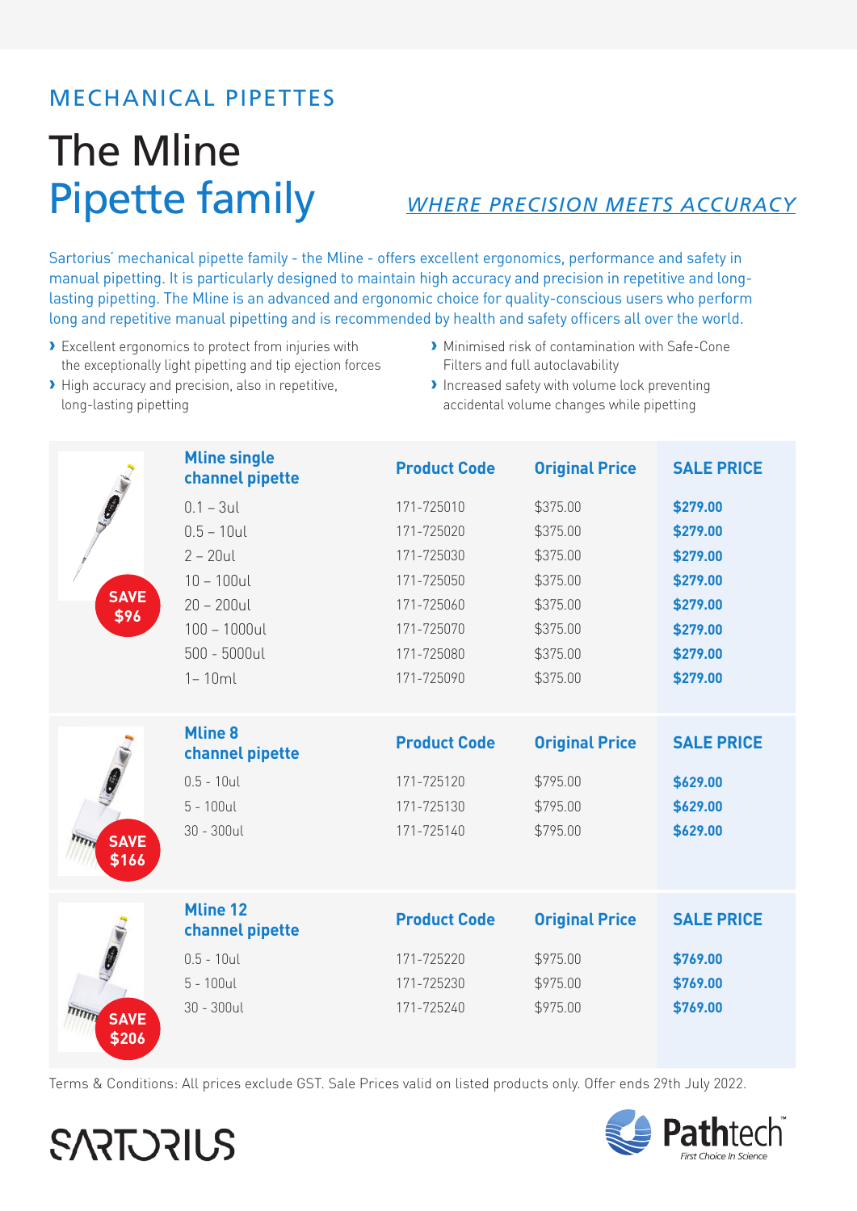MECHANICAL PIPETTES

# The Mline Pipette family

*WHERE PRECISION MEETS ACCURACY*

Sartorius' mechanical pipette family - the Mline - offers excellent ergonomics, performance and safety in manual pipetting. It is particularly designed to maintain high accuracy and precision in repetitive and long-lasting pipetting. The Mline is an advanced and ergonomic choice for quality-conscious users who perform long and repetitive manual pipetting and is recommended by health and safety officers all over the world.

- Excellent ergonomics to protect from injuries with the exceptionally light pipetting and tip ejection forces
- High accuracy and precision, also in repetitive, long-lasting pipetting
- Minimised risk of contamination with Safe-Cone Filters and full autoclavability
- Increased safety with volume lock preventing accidental volume changes while pipetting

SAVE $96

| Mline single channel pipette | Product Code | Original Price | SALE PRICE |
|---|---|---|---|
| 0.1 – 3ul | 171-725010 | $375.00 | **$279.00** |
| 0.5 – 10ul | 171-725020 | $375.00 | **$279.00** |
| 2 – 20ul | 171-725030 | $375.00 | **$279.00** |
| 10 – 100ul | 171-725050 | $375.00 | **$279.00** |
| 20 – 200ul | 171-725060 | $375.00 | **$279.00** |
| 100 – 1000ul | 171-725070 | $375.00 | **$279.00** |
| 500 - 5000ul | 171-725080 | $375.00 | **$279.00** |
| 1– 10ml | 171-725090 | $375.00 | **$279.00** |

SAVE $166

| Mline 8 channel pipette | Product Code | Original Price | SALE PRICE |
|---|---|---|---|
| 0.5 - 10ul | 171-725120 | $795.00 | **$629.00** |
| 5 - 100ul | 171-725130 | $795.00 | **$629.00** |
| 30 - 300ul | 171-725140 | $795.00 | **$629.00** |

SAVE $206

| Mline 12 channel pipette | Product Code | Original Price | SALE PRICE |
|---|---|---|---|
| 0.5 - 10ul | 171-725220 | $975.00 | **$769.00** |
| 5 - 100ul | 171-725230 | $975.00 | **$769.00** |
| 30 - 300ul | 171-725240 | $975.00 | **$769.00** |

Terms & Conditions: All prices exclude GST. Sale Prices valid on listed products only. Offer ends 29th July 2022.

SARTORIUS

Pathtech™ First Choice In Science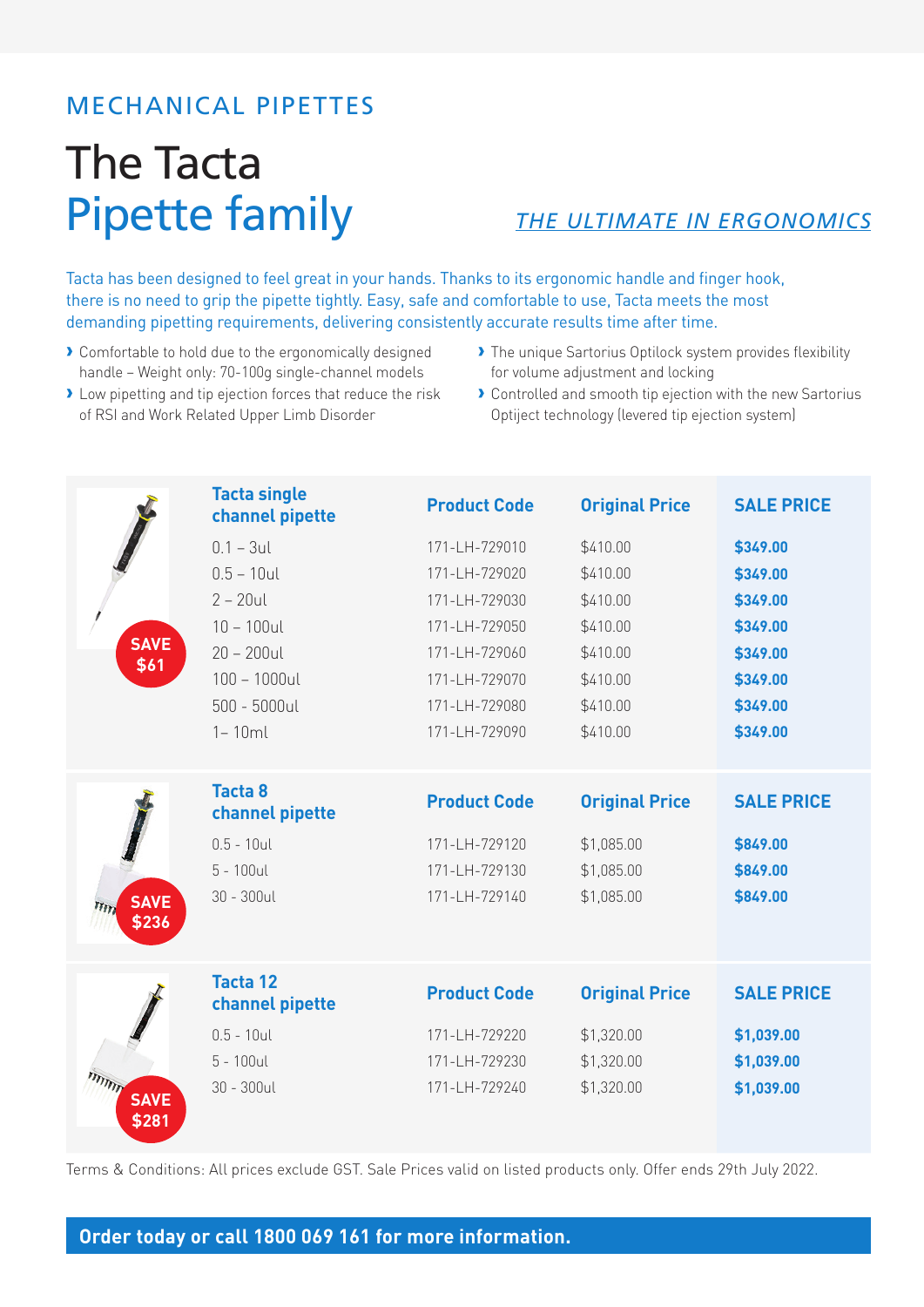MECHANICAL PIPETTES

# The Tacta Pipette family

*THE ULTIMATE IN ERGONOMICS*

Tacta has been designed to feel great in your hands. Thanks to its ergonomic handle and finger hook, there is no need to grip the pipette tightly. Easy, safe and comfortable to use, Tacta meets the most demanding pipetting requirements, delivering consistently accurate results time after time.

- Comfortable to hold due to the ergonomically designed handle – Weight only: 70-100g single-channel models
- Low pipetting and tip ejection forces that reduce the risk of RSI and Work Related Upper Limb Disorder
- The unique Sartorius Optilock system provides flexibility for volume adjustment and locking
- Controlled and smooth tip ejection with the new Sartorius Optiject technology (levered tip ejection system)

SAVE $61

| Tacta single channel pipette | Product Code | Original Price | SALE PRICE |
|---|---|---|---|
| 0.1 – 3ul | 171-LH-729010 | $410.00 | **$349.00** |
| 0.5 – 10ul | 171-LH-729020 | $410.00 | **$349.00** |
| 2 – 20ul | 171-LH-729030 | $410.00 | **$349.00** |
| 10 – 100ul | 171-LH-729050 | $410.00 | **$349.00** |
| 20 – 200ul | 171-LH-729060 | $410.00 | **$349.00** |
| 100 – 1000ul | 171-LH-729070 | $410.00 | **$349.00** |
| 500 - 5000ul | 171-LH-729080 | $410.00 | **$349.00** |
| 1– 10ml | 171-LH-729090 | $410.00 | **$349.00** |

SAVE $236

| Tacta 8 channel pipette | Product Code | Original Price | SALE PRICE |
|---|---|---|---|
| 0.5 - 10ul | 171-LH-729120 | $1,085.00 | **$849.00** |
| 5 - 100ul | 171-LH-729130 | $1,085.00 | **$849.00** |
| 30 - 300ul | 171-LH-729140 | $1,085.00 | **$849.00** |

SAVE $281

| Tacta 12 channel pipette | Product Code | Original Price | SALE PRICE |
|---|---|---|---|
| 0.5 - 10ul | 171-LH-729220 | $1,320.00 | **$1,039.00** |
| 5 - 100ul | 171-LH-729230 | $1,320.00 | **$1,039.00** |
| 30 - 300ul | 171-LH-729240 | $1,320.00 | **$1,039.00** |

Terms & Conditions: All prices exclude GST. Sale Prices valid on listed products only. Offer ends 29th July 2022.

**Order today or call 1800 069 161 for more information.**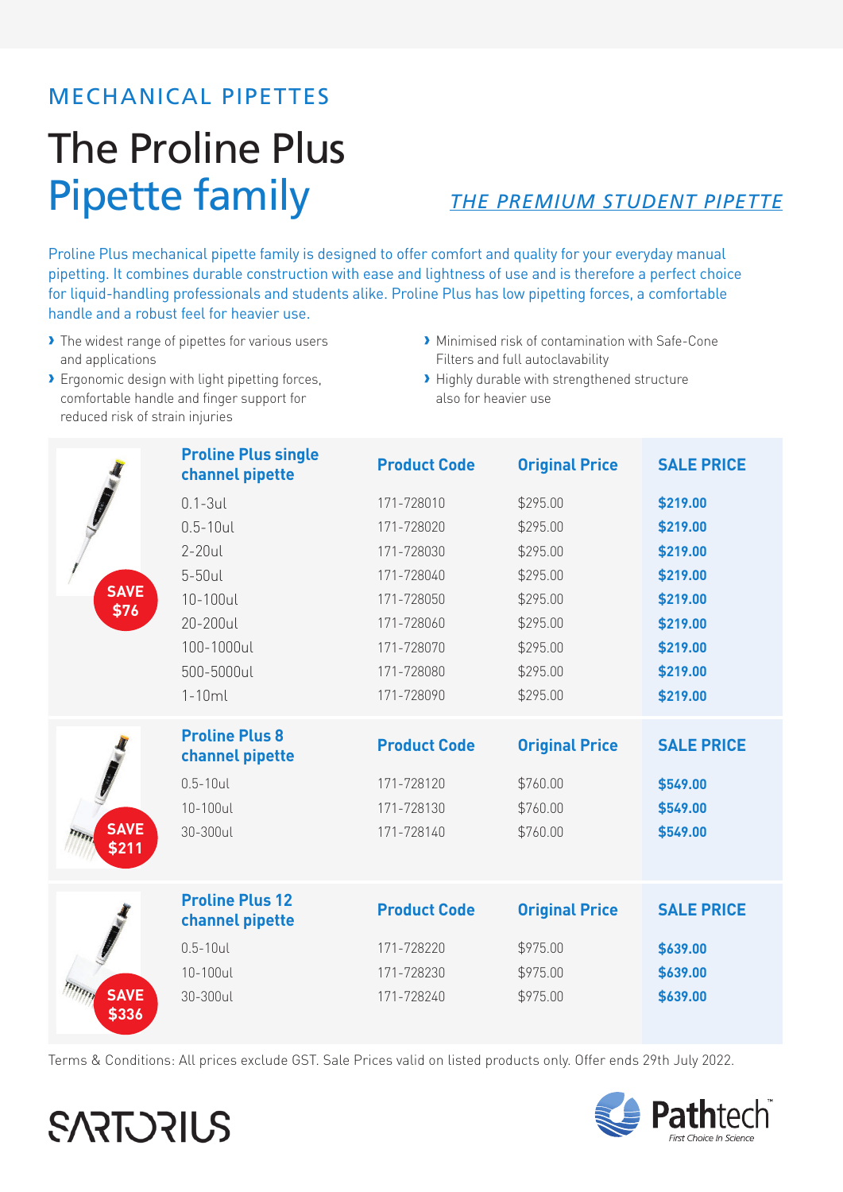MECHANICAL PIPETTES

# The Proline Plus Pipette family

*THE PREMIUM STUDENT PIPETTE*

Proline Plus mechanical pipette family is designed to offer comfort and quality for your everyday manual pipetting. It combines durable construction with ease and lightness of use and is therefore a perfect choice for liquid-handling professionals and students alike. Proline Plus has low pipetting forces, a comfortable handle and a robust feel for heavier use.

- The widest range of pipettes for various users and applications
- Ergonomic design with light pipetting forces, comfortable handle and finger support for reduced risk of strain injuries
- Minimised risk of contamination with Safe-Cone Filters and full autoclavability
- Highly durable with strengthened structure also for heavier use

SAVE $76

| Proline Plus single channel pipette | Product Code | Original Price | SALE PRICE |
|---|---|---|---|
| 0.1-3ul | 171-728010 | $295.00 | **$219.00** |
| 0.5-10ul | 171-728020 | $295.00 | **$219.00** |
| 2-20ul | 171-728030 | $295.00 | **$219.00** |
| 5-50ul | 171-728040 | $295.00 | **$219.00** |
| 10-100ul | 171-728050 | $295.00 | **$219.00** |
| 20-200ul | 171-728060 | $295.00 | **$219.00** |
| 100-1000ul | 171-728070 | $295.00 | **$219.00** |
| 500-5000ul | 171-728080 | $295.00 | **$219.00** |
| 1-10ml | 171-728090 | $295.00 | **$219.00** |

SAVE $211

| Proline Plus 8 channel pipette | Product Code | Original Price | SALE PRICE |
|---|---|---|---|
| 0.5-10ul | 171-728120 | $760.00 | **$549.00** |
| 10-100ul | 171-728130 | $760.00 | **$549.00** |
| 30-300ul | 171-728140 | $760.00 | **$549.00** |

SAVE $336

| Proline Plus 12 channel pipette | Product Code | Original Price | SALE PRICE |
|---|---|---|---|
| 0.5-10ul | 171-728220 | $975.00 | **$639.00** |
| 10-100ul | 171-728230 | $975.00 | **$639.00** |
| 30-300ul | 171-728240 | $975.00 | **$639.00** |

Terms & Conditions: All prices exclude GST. Sale Prices valid on listed products only. Offer ends 29th July 2022.

SARTORIUS

Pathtech™ First Choice In Science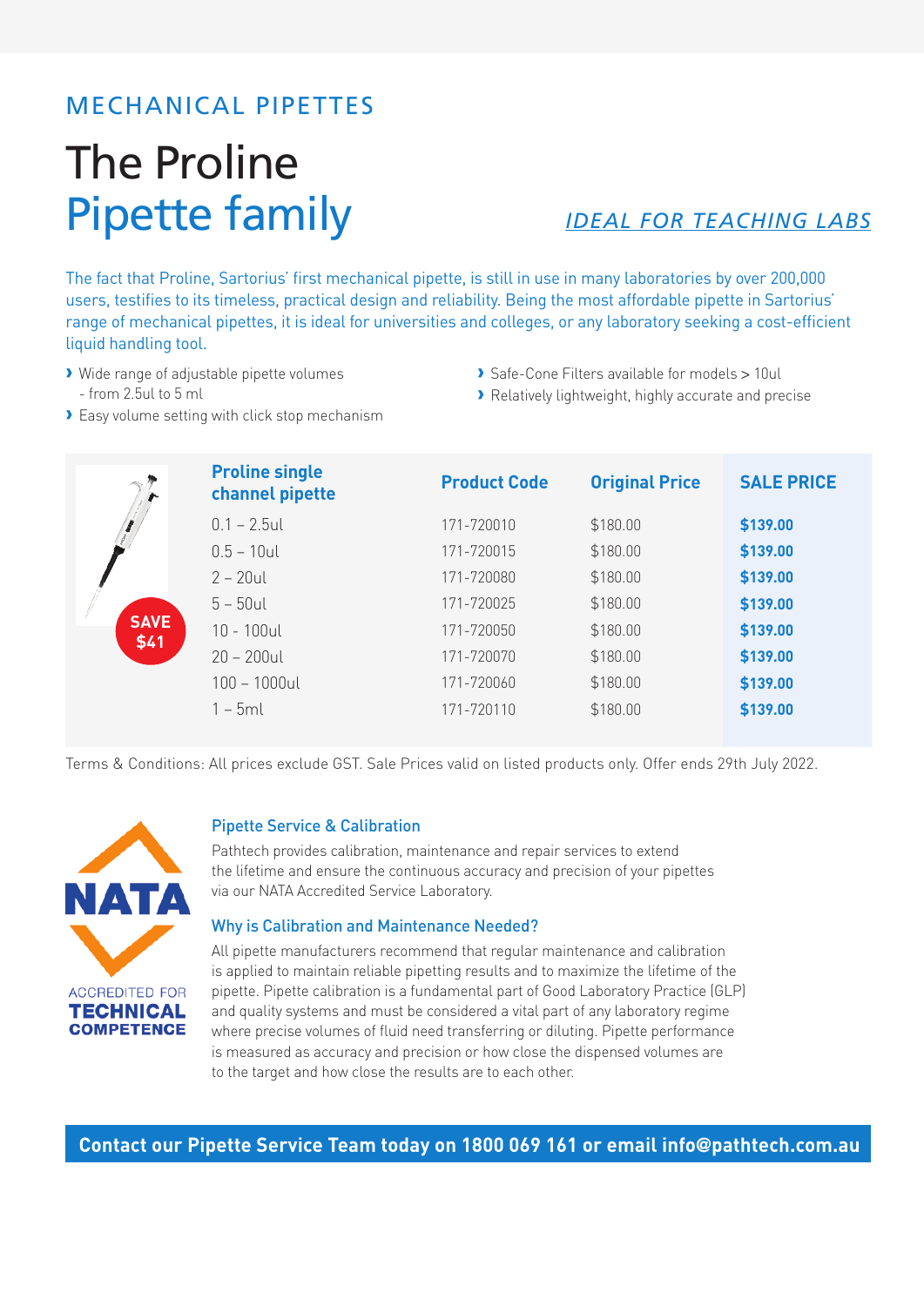MECHANICAL PIPETTES

# The Proline Pipette family

*IDEAL FOR TEACHING LABS*

The fact that Proline, Sartorius' first mechanical pipette, is still in use in many laboratories by over 200,000 users, testifies to its timeless, practical design and reliability. Being the most affordable pipette in Sartorius' range of mechanical pipettes, it is ideal for universities and colleges, or any laboratory seeking a cost-efficient liquid handling tool.

- Wide range of adjustable pipette volumes - from 2.5ul to 5 ml
- Easy volume setting with click stop mechanism
- Safe-Cone Filters available for models > 10ul
- Relatively lightweight, highly accurate and precise

SAVE $41

| Proline single channel pipette | Product Code | Original Price | SALE PRICE |
|---|---|---|---|
| 0.1 – 2.5ul | 171-720010 | $180.00 | **$139.00** |
| 0.5 – 10ul | 171-720015 | $180.00 | **$139.00** |
| 2 – 20ul | 171-720080 | $180.00 | **$139.00** |
| 5 – 50ul | 171-720025 | $180.00 | **$139.00** |
| 10 - 100ul | 171-720050 | $180.00 | **$139.00** |
| 20 – 200ul | 171-720070 | $180.00 | **$139.00** |
| 100 – 1000ul | 171-720060 | $180.00 | **$139.00** |
| 1 – 5ml | 171-720110 | $180.00 | **$139.00** |

Terms & Conditions: All prices exclude GST. Sale Prices valid on listed products only. Offer ends 29th July 2022.

NATA ACCREDITED FOR TECHNICAL COMPETENCE

### Pipette Service & Calibration

Pathtech provides calibration, maintenance and repair services to extend the lifetime and ensure the continuous accuracy and precision of your pipettes via our NATA Accredited Service Laboratory.

### Why is Calibration and Maintenance Needed?

All pipette manufacturers recommend that regular maintenance and calibration is applied to maintain reliable pipetting results and to maximize the lifetime of the pipette. Pipette calibration is a fundamental part of Good Laboratory Practice (GLP) and quality systems and must be considered a vital part of any laboratory regime where precise volumes of fluid need transferring or diluting. Pipette performance is measured as accuracy and precision or how close the dispensed volumes are to the target and how close the results are to each other.

**Contact our Pipette Service Team today on 1800 069 161 or email info@pathtech.com.au**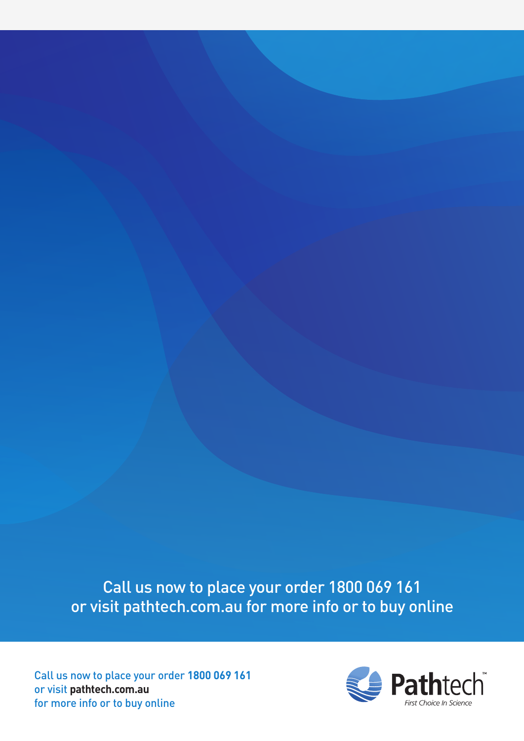Call us now to place your order 1800 069 161
or visit pathtech.com.au for more info or to buy online

Call us now to place your order **1800 069 161**
or visit **pathtech.com.au**
for more info or to buy online

**Path**tech™
*First Choice In Science*